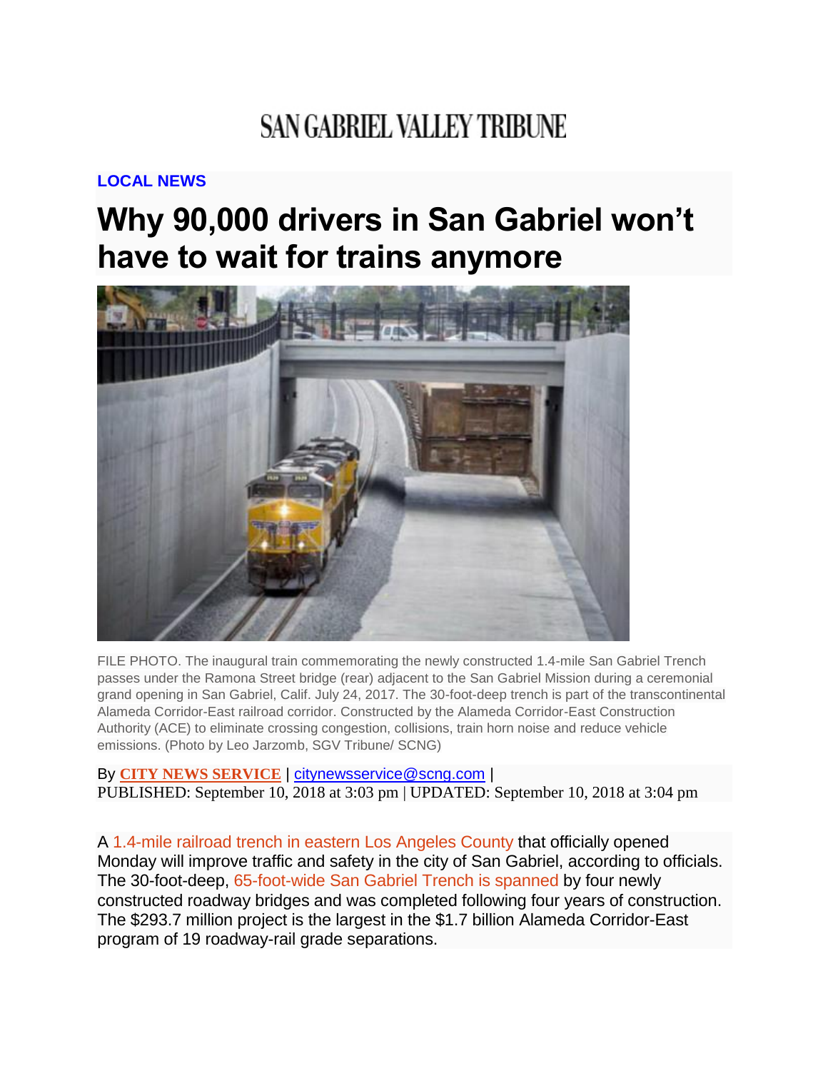SAN GABRIEL VALLEY TRIBUNE

**LOCAL NEWS**

# Why 90,000 drivers in San Gabriel won't have to wait for trains anymore

FILE PHOTO. The inaugural train commemorating the newly constructed 1.4-mile San Gabriel Trench passes under the Ramona Street bridge (rear) adjacent to the San Gabriel Mission during a ceremonial grand opening in San Gabriel, Calif. July 24, 2017. The 30-foot-deep trench is part of the transcontinental Alameda Corridor-East railroad corridor. Constructed by the Alameda Corridor-East Construction Authority (ACE) to eliminate crossing congestion, collisions, train horn noise and reduce vehicle emissions. (Photo by Leo Jarzomb, SGV Tribune/ SCNG)

By **CITY NEWS SERVICE** | citynewsservice@scng.com |
PUBLISHED: September 10, 2018 at 3:03 pm | UPDATED: September 10, 2018 at 3:04 pm

A 1.4-mile railroad trench in eastern Los Angeles County that officially opened Monday will improve traffic and safety in the city of San Gabriel, according to officials. The 30-foot-deep, 65-foot-wide San Gabriel Trench is spanned by four newly constructed roadway bridges and was completed following four years of construction. The $293.7 million project is the largest in the $1.7 billion Alameda Corridor-East program of 19 roadway-rail grade separations.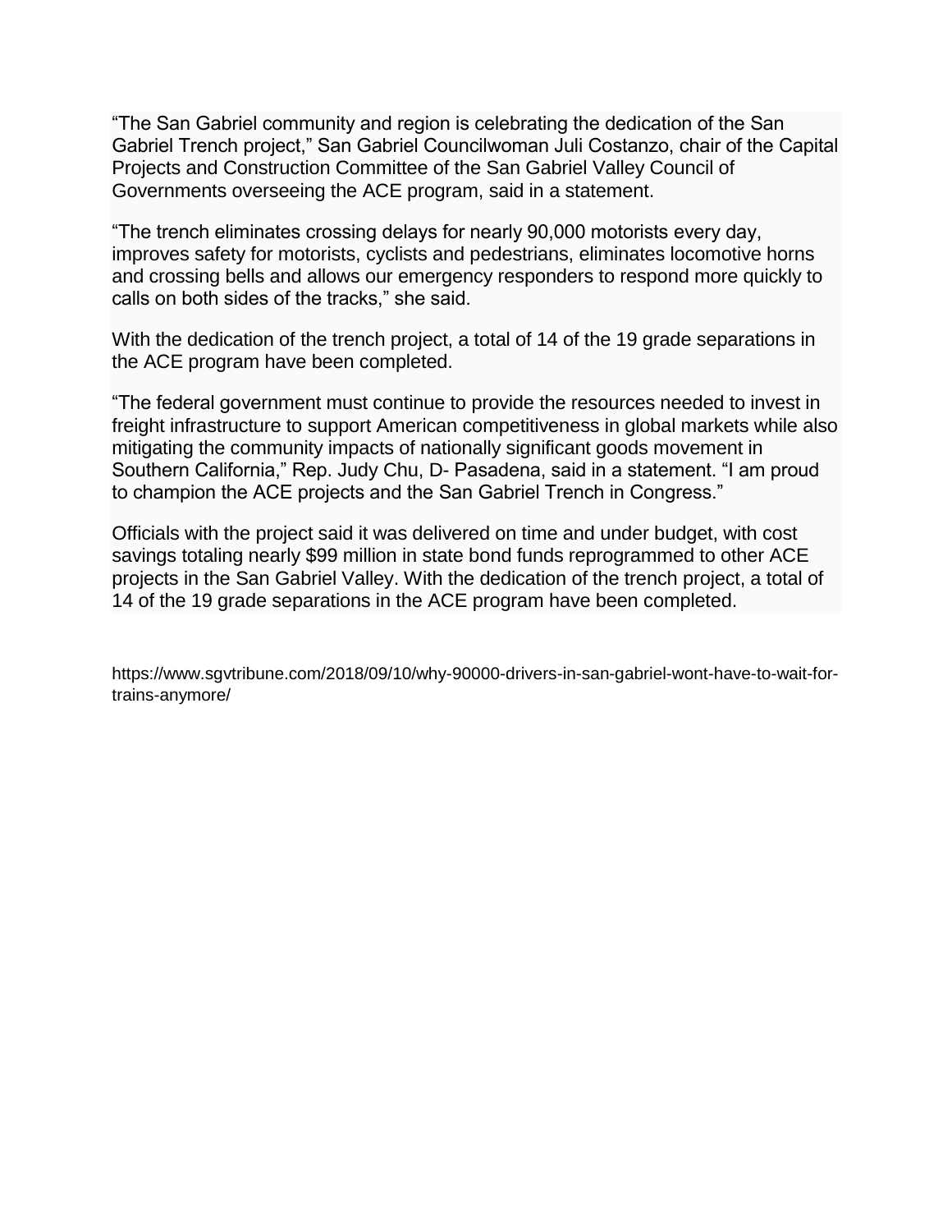"The San Gabriel community and region is celebrating the dedication of the San Gabriel Trench project," San Gabriel Councilwoman Juli Costanzo, chair of the Capital Projects and Construction Committee of the San Gabriel Valley Council of Governments overseeing the ACE program, said in a statement.

"The trench eliminates crossing delays for nearly 90,000 motorists every day, improves safety for motorists, cyclists and pedestrians, eliminates locomotive horns and crossing bells and allows our emergency responders to respond more quickly to calls on both sides of the tracks," she said.

With the dedication of the trench project, a total of 14 of the 19 grade separations in the ACE program have been completed.

"The federal government must continue to provide the resources needed to invest in freight infrastructure to support American competitiveness in global markets while also mitigating the community impacts of nationally significant goods movement in Southern California," Rep. Judy Chu, D- Pasadena, said in a statement. "I am proud to champion the ACE projects and the San Gabriel Trench in Congress."

Officials with the project said it was delivered on time and under budget, with cost savings totaling nearly $99 million in state bond funds reprogrammed to other ACE projects in the San Gabriel Valley. With the dedication of the trench project, a total of 14 of the 19 grade separations in the ACE program have been completed.

https://www.sgvtribune.com/2018/09/10/why-90000-drivers-in-san-gabriel-wont-have-to-wait-for-trains-anymore/